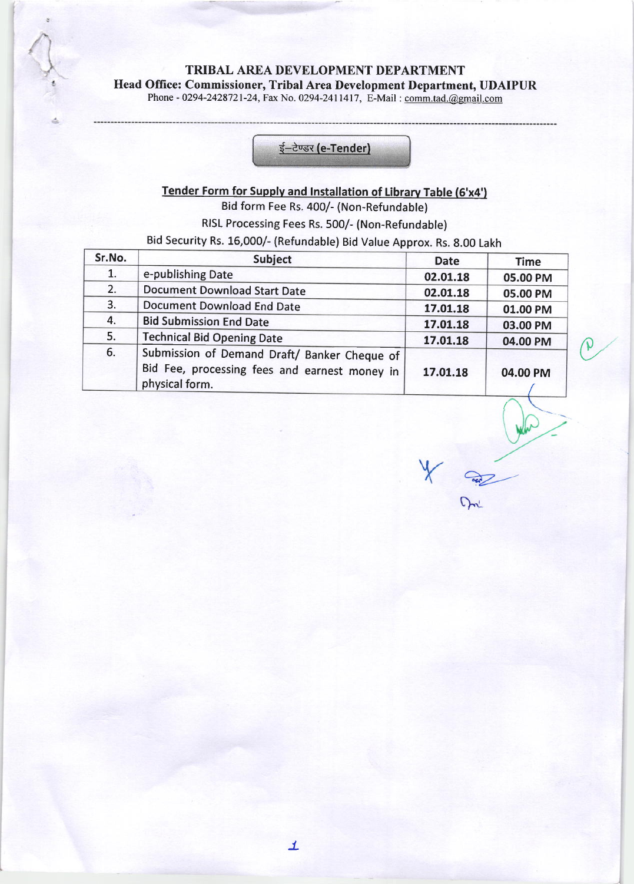# TRIBAL AREA DEVELOPMENT DEPARTMENT

**Head Office: Commissioner, Tribal Area Development Department, UDAIPUR**

Phone - 0294-2428721-24, Fax No. 0294-2411417, E-Mail : comm.tad.@gmail.com

**ई–टेण्डर (e-Tender)**

**Tender Form for Supply and Installation of Library Table (6'x4')**

Bid form Fee Rs. 400/- (Non-Refundable)

RISL Processing Fees Rs. 500/- (Non-Refundable)

Bid Security Rs. 16,000/- (Refundable) Bid Value Approx. Rs. 8.00 Lakh

| Sr.No. | Subject | Date | Time |
|---|---|---|---|
| 1. | e-publishing Date | 02.01.18 | 05.00 PM |
| 2. | Document Download Start Date | 02.01.18 | 05.00 PM |
| 3. | Document Download End Date | 17.01.18 | 01.00 PM |
| 4. | Bid Submission End Date | 17.01.18 | 03.00 PM |
| 5. | Technical Bid Opening Date | 17.01.18 | 04.00 PM |
| 6. | Submission of Demand Draft/ Banker Cheque of Bid Fee, processing fees and earnest money in physical form. | 17.01.18 | 04.00 PM |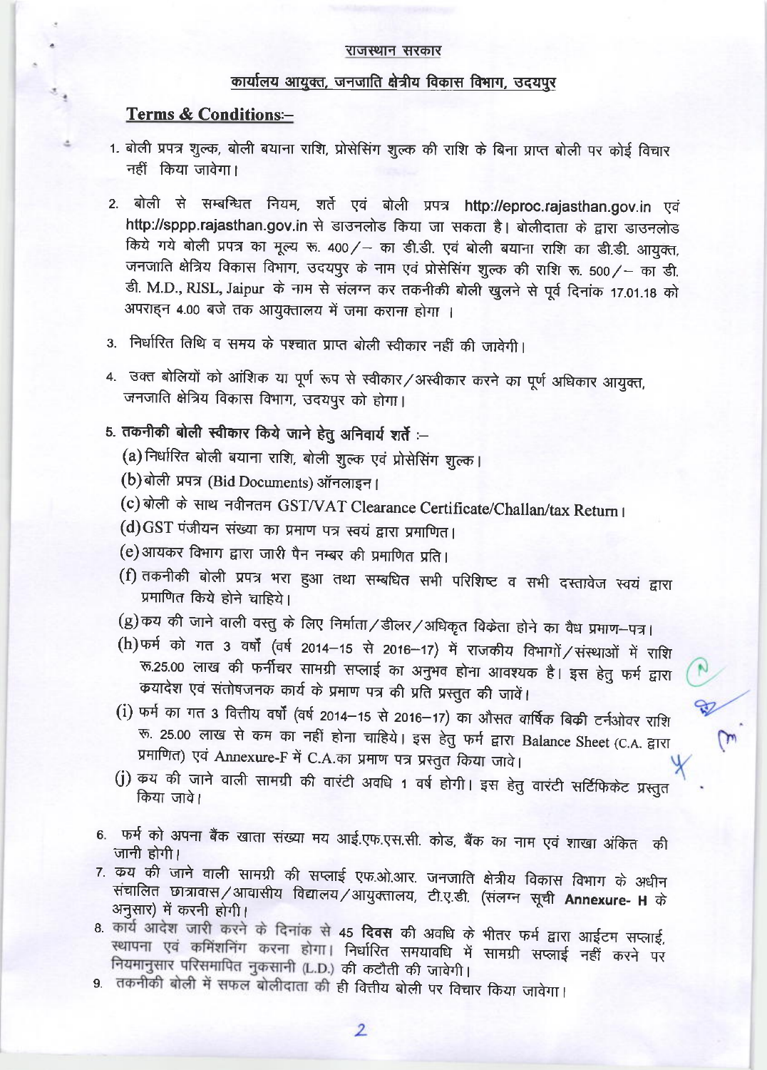राजस्थान सरकार

कार्यालय आयुक्त, जनजाति क्षेत्रीय विकास विभाग, उदयपुर

## Terms & Conditions:-

1. बोली प्रपत्र शुल्क, बोली बयाना राशि, प्रोसेसिंग शुल्क की राशि के बिना प्राप्त बोली पर कोई विचार नहीं किया जावेगा।

2. बोली से सम्बन्धित नियम, शर्ते एवं बोली प्रपत्र http://eproc.rajasthan.gov.in एवं http://sppp.rajasthan.gov.in से डाउनलोड किया जा सकता है। बोलीदाता के द्वारा डाउनलोड किये गये बोली प्रपत्र का मूल्य रू. 400/- का डी.डी. एवं बोली बयाना राशि का डी.डी. आयुक्त, जनजाति क्षेत्रिय विकास विभाग, उदयपुर के नाम एवं प्रोसेसिंग शुल्क की राशि रू. 500/- का डी. डी. M.D., RISL, Jaipur के नाम से संलग्न कर तकनीकी बोली खुलने से पूर्व दिनांक 17.01.18 को अपराह्न 4.00 बजे तक आयुक्तालय में जमा कराना होगा ।

3. निर्धारित तिथि व समय के पश्चात प्राप्त बोली स्वीकार नहीं की जावेगी।

4. उक्त बोलियों को आंशिक या पूर्ण रूप से स्वीकार/अस्वीकार करने का पूर्ण अधिकार आयुक्त, जनजाति क्षेत्रिय विकास विभाग, उदयपुर को होगा।

5. **तकनीकी बोली स्वीकार किये जाने हेतु अनिवार्य शर्ते :-**
   (a) निर्धारित बोली बयाना राशि, बोली शुल्क एवं प्रोसेसिंग शुल्क।
   (b) बोली प्रपत्र (Bid Documents) ऑनलाइन।
   (c) बोली के साथ नवीनतम GST/VAT Clearance Certificate/Challan/tax Return।
   (d) GST पंजीयन संख्या का प्रमाण पत्र स्वयं द्वारा प्रमाणित।
   (e) आयकर विभाग द्वारा जारी पैन नम्बर की प्रमाणित प्रति।
   (f) तकनीकी बोली प्रपत्र भरा हुआ तथा सम्बधित सभी परिशिष्ट व सभी दस्तावेज स्वयं द्वारा प्रमाणित किये होने चाहिये।
   (g) क्रय की जाने वाली वस्तु के लिए निर्माता/डीलर/अधिकृत विक्रेता होने का वैध प्रमाण-पत्र।
   (h) फर्म को गत 3 वर्षों (वर्ष 2014-15 से 2016-17) में राजकीय विभागों/संस्थाओं में राशि रू.25.00 लाख की फर्नीचर सामग्री सप्लाई का अनुभव होना आवश्यक है। इस हेतु फर्म द्वारा क्रयादेश एवं संतोषजनक कार्य के प्रमाण पत्र की प्रति प्रस्तुत की जावें।
   (i) फर्म का गत 3 वित्तीय वर्षों (वर्ष 2014-15 से 2016-17) का औसत वार्षिक बिक्री टर्नओवर राशि रू. 25.00 लाख से कम का नहीं होना चाहिये। इस हेतु फर्म द्वारा Balance Sheet (C.A. द्वारा प्रमाणित) एवं Annexure-F में C.A.का प्रमाण पत्र प्रस्तुत किया जावे।
   (j) क्रय की जाने वाली सामग्री की वारंटी अवधि 1 वर्ष होगी। इस हेतु वारंटी सर्टिफिकेट प्रस्तुत किया जावे।

6. फर्म को अपना बैंक खाता संख्या मय आई.एफ.एस.सी. कोड, बैंक का नाम एवं शाखा अंकित की जानी होगी।

7. क्रय की जाने वाली सामग्री की सप्लाई एफ.ओ.आर. जनजाति क्षेत्रीय विकास विभाग के अधीन संचालित छात्रावास/आवासीय विद्यालय/आयुक्तालय, टी.ए.डी. (संलग्न सूची **Annexure- H** के अनुसार) में करनी होगी।

8. कार्य आदेश जारी करने के दिनांक से 45 **दिवस** की अवधि के भीतर फर्म द्वारा आईटम सप्लाई, स्थापना एवं कमिशनिंग करना होगा। निर्धारित समयावधि में सामग्री सप्लाई नहीं करने पर नियमानुसार परिसमापित नुकसानी (L.D.) की कटौती की जावेगी।

9. तकनीकी बोली में सफल बोलीदाता की ही वित्तीय बोली पर विचार किया जावेगा।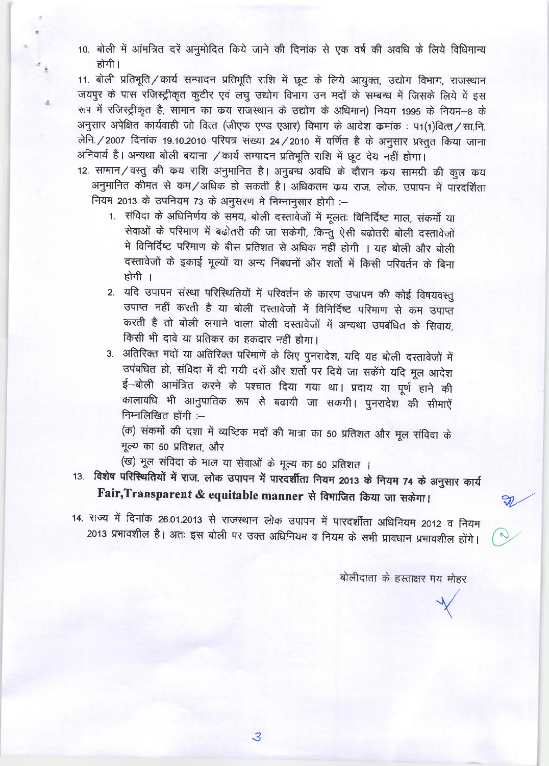10. बोली में आंमत्रित दरें अनुमोदित किये जाने की दिनांक से एक वर्ष की अवधि के लिये विधिमान्य होगी।

11. बोली प्रतिभूति/कार्य सम्पादन प्रतिभूति राशि में छूट के लिये आयुक्त, उद्योग विभाग, राजस्थान जयपुर के पास रजिस्ट्रीकृत कुटीर एवं लघु उद्योग विभाग उन मदों के सम्बन्ध में जिसके लिये वें इस रूप में रजिस्ट्रीकृत है, सामान का क्रय राजस्थान के उद्योग के अधिमान) नियम 1995 के नियम–8 के अनुसार अपेक्षित कार्यवाही जो वित्त (जीएफ एण्ड एआर) विभाग के आदेश क्रमांक : प1(1)वित्त/सा.नि. लेनि./2007 दिनांक 19.10.2010 परिपत्र संख्या 24/2010 में वर्णित है के अनुसार प्रस्तुत किया जाना अनिवार्य है। अन्यथा बोली बयाना /कार्य सम्पादन प्रतिभूति राशि में छूट देय नहीं होगा।

12. सामान/वस्तु की क्रय राशि अनुमानित है। अनुबन्ध अवधि के दौरान क्रय सामग्री की कुल क्रय अनुमानित कीमत से कम/अधिक हो सकती है। अधिकतम क्रय राज. लोक. उपापन में पारदर्शिता नियम 2013 के उपनियम 73 के अनुसरण मे निम्नानुसार होगी :–

    1. संविदा के अधिनिर्णय के समय, बोली दस्तावेजों में मूलतः विनिर्दिष्ट माल, संकर्मो या सेवाओं के परिमाण में बढोतरी की जा सकेगी, किन्तु ऐसी बढोतरी बोली दस्तावेजों मे विनिर्दिष्ट परिमाण के बीस प्रतिशत से अधिक नहीं होगी । यह बोली और बोली दस्तावेजों के इकाई मूल्यों या अन्य निबधनों और शर्तो में किसी परिवर्तन के बिना होगी ।
    2. यदि उपापन संस्था परिस्थितियों में परिवर्तन के कारण उपापन की कोई विषयवस्तु उपाप्त नहीं करती है या बोली दस्तावेजों में विनिर्दिष्ट परिमाण से कम उपाप्त करती है तो बोली लगाने वाला बोली दस्तावेजों में अन्यथा उपबंधित के सिवाय, किसी भी दावे या प्रतिकर का हकदार नहीं होगा।
    3. अतिरिक्त मदों या अतिरिक्त परिमाणें के लिए पुनरादेश, यदि यह बोली दस्तावेजों में उपबंधित हो, संविदा में दी गयी दरों और शर्तो पर दिये जा सकेंगे यदि मूल आदेश ई–बोली आमंत्रित करने के पश्चात दिया गया था। प्रदाय या पूर्ण होने की कालावधि भी आनुपातिक रूप से बढायी जा सकगी। पुनरादेश की सीमाऐं निम्नलिखित होंगी :–

       (क) संकर्मो की दशा में व्यष्टिक मदों की मात्रा का 50 प्रतिशत और मूल संविदा के मूल्य का 50 प्रतिशत, और

       (ख) मूल संविदा के माल या सेवाओं के मूल्य का 50 प्रतिशत ।

13. **विशेष परिस्थितियों में राज. लोक उपापन में पारदर्शीता नियम 2013 के नियम 74 के अनुसार कार्य Fair,Transparent & equitable manner से विभाजित किया जा सकेगा।**

14. राज्य में दिनांक 26.01.2013 से राजस्थान लोक उपापन में पारदर्शीता अधिनियम 2012 व नियम 2013 प्रभावशील है। अतः इस बोली पर उक्त अधिनियम व नियम के सभी प्रावधान प्रभावशील होंगे।

बोलीदाता के हस्ताक्षर मय मोहर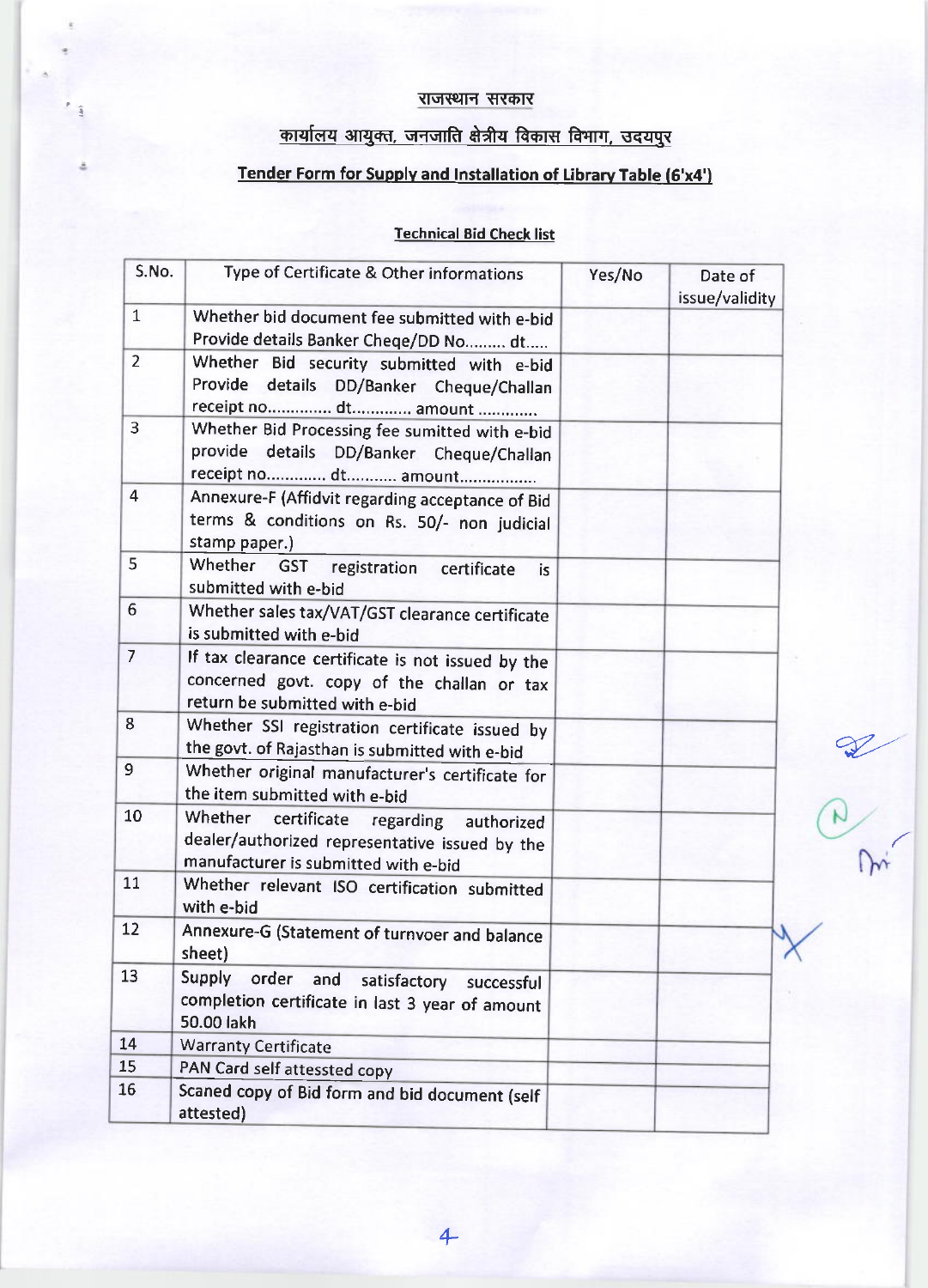राजस्थान सरकार

कार्यालय आयुक्त, जनजाति क्षेत्रीय विकास विभाग, उदयपुर

**Tender Form for Supply and Installation of Library Table (6'x4')**

**Technical Bid Check list**

| S.No. | Type of Certificate & Other informations | Yes/No | Date of issue/validity |
|---|---|---|---|
| 1 | Whether bid document fee submitted with e-bid Provide details Banker Cheqe/DD No......... dt..... | | |
| 2 | Whether Bid security submitted with e-bid Provide details DD/Banker Cheque/Challan receipt no.............. dt............. amount ............. | | |
| 3 | Whether Bid Processing fee sumitted with e-bid provide details DD/Banker Cheque/Challan receipt no............. dt........... amount................. | | |
| 4 | Annexure-F (Affidvit regarding acceptance of Bid terms & conditions on Rs. 50/- non judicial stamp paper.) | | |
| 5 | Whether GST registration certificate is submitted with e-bid | | |
| 6 | Whether sales tax/VAT/GST clearance certificate is submitted with e-bid | | |
| 7 | If tax clearance certificate is not issued by the concerned govt. copy of the challan or tax return be submitted with e-bid | | |
| 8 | Whether SSI registration certificate issued by the govt. of Rajasthan is submitted with e-bid | | |
| 9 | Whether original manufacturer's certificate for the item submitted with e-bid | | |
| 10 | Whether certificate regarding authorized dealer/authorized representative issued by the manufacturer is submitted with e-bid | | |
| 11 | Whether relevant ISO certification submitted with e-bid | | |
| 12 | Annexure-G (Statement of turnvoer and balance sheet) | | |
| 13 | Supply order and satisfactory successful completion certificate in last 3 year of amount 50.00 lakh | | |
| 14 | Warranty Certificate | | |
| 15 | PAN Card self attessted copy | | |
| 16 | Scaned copy of Bid form and bid document (self attested) | | |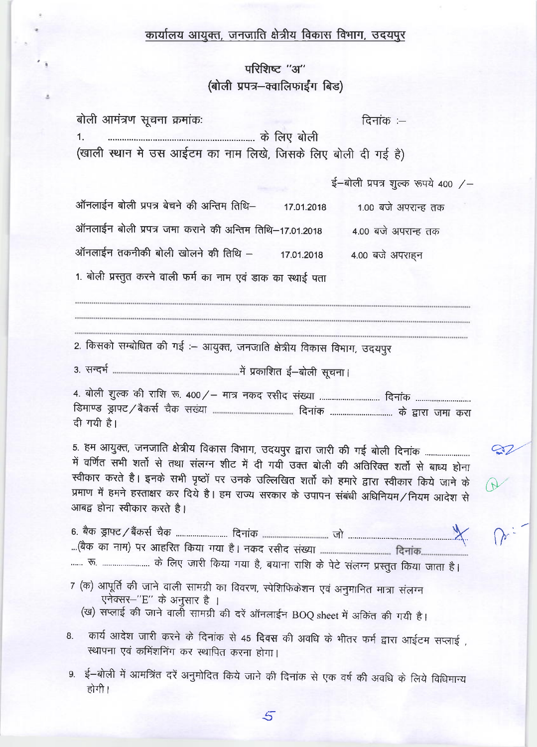# कार्यालय आयुक्त, जनजाति क्षेत्रीय विकास विभाग, उदयपुर

## परिशिष्ट "अ"
## (बोली प्रपत्र–क्वालिफाईंग बिड)

बोली आमंत्रण सूचना क्रमांकः                                                    दिनांक :–

1. ............................................................ के लिए बोली

(खाली स्थान मे उस आईटम का नाम लिखे, जिसके लिए बोली दी गई है)

ई–बोली प्रपत्र शुल्क रूपये 400 /–

| | | |
|---|---|---|
| ऑनलाईन बोली प्रपत्र बेचने की अन्तिम तिथि– | 17.01.2018 | 1.00 बजे अपरान्ह तक |
| ऑनलाईन बोली प्रपत्र जमा कराने की अन्तिम तिथि– | 17.01.2018 | 4.00 बजे अपरान्ह तक |
| ऑनलाईन तकनीकी बोली खोलने की तिथि – | 17.01.2018 | 4.00 बजे अपराह्न |

1. बोली प्रस्तुत करने वाली फर्म का नाम एवं डाक का स्थाई पता

..........................................................................................................................................................

..........................................................................................................................................................

..........................................................................................................................................................

2. किसको सम्बोधित की गई :– आयुक्त, जनजाति क्षेत्रीय विकास विभाग, उदयपुर

3. सन्दर्भ ............................................................में प्रकाशित ई–बोली सूचना।

4. बोली शुल्क की राशि रू. 400 /– मात्र नकद रसीद संख्या ............................ दिनांक .......................... डिमाण्ड ड्राफ्ट / बैंकर्स चैक सख्या ...................................... दिनांक ............................ के द्वारा जमा करा दी गयी है।

5. हम आयुक्त, जनजाति क्षेत्रीय विकास विभाग, उदयपुर द्वारा जारी की गई बोली दिनांक .................... में वर्णित सभी शर्तो से तथा संलग्न शीट में दी गयी उक्त बोली की अतिरिक्त शर्तो से बाध्य होना स्वीकार करते है। इनके सभी पृष्ठों पर उनके उल्लिखित शर्तो को हमारे द्वारा स्वीकार किये जाने के प्रमाण में हमने हस्ताक्षर कर दिये है। हम राज्य सरकार के उपापन संबंधी अधिनियम/नियम आदेश से आबद्व होना स्वीकार करते है।

6. बैक ड्राफ्ट / बैंकर्स चैक ........................ दिनांक ............................ जो ................................................ ...(बैक का नाम) पर आहरित किया गया है। नकद रसीद संख्या ................................ दिनांक...................... ...... रू. ...................... के लिए जारी किया गया है, बयाना राशि के पेटे संलग्न प्रस्तुत किया जाता है।

7. (क) आपूर्ति की जाने वाली सामग्री का विवरण, स्पेशिफिकेशन एवं अनुमानित मात्रा संलग्न एनेक्सर–"E" के अनुसार है ।
   (ख) सप्लाई की जाने वाली सामग्री की दरें ऑनलाईन BOQ sheet में अंकित की गयी है।

8. कार्य आदेश जारी करने के दिनांक से 45 दिवस की अवधि के भीतर फर्म द्वारा आईटम सप्लाई , स्थापना एवं कमिंशनिंग कर स्थापित करना होगा।

9. ई–बोली में आमन्त्रित दरें अनुमोदित किये जाने की दिनांक से एक वर्ष की अवधि के लिये विधिमान्य होगी।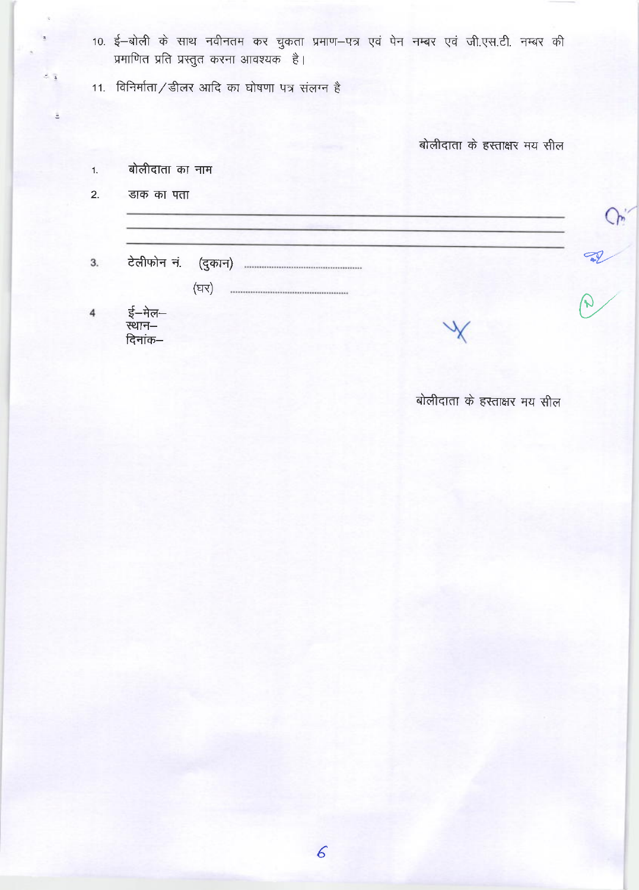10. ई–बोली के साथ नवीनतम कर चुकता प्रमाण–पत्र एवं पेन नम्बर एवं जी.एस.टी. नम्बर की प्रमाणित प्रति प्रस्तुत करना आवश्यक है।

11. विनिर्माता/डीलर आदि का घोषणा पत्र संलग्न है

बोलीदाता के हस्ताक्षर मय सील

1. बोलीदाता का नाम
2. डाक का पता

_______________________________________________

_______________________________________________

_______________________________________________

3. टेलीफोन नं. (दुकान) ..............................................

   (घर) ..............................................

4. ई–मेल–

   स्थान–

   दिनांक–

बोलीदाता के हस्ताक्षर मय सील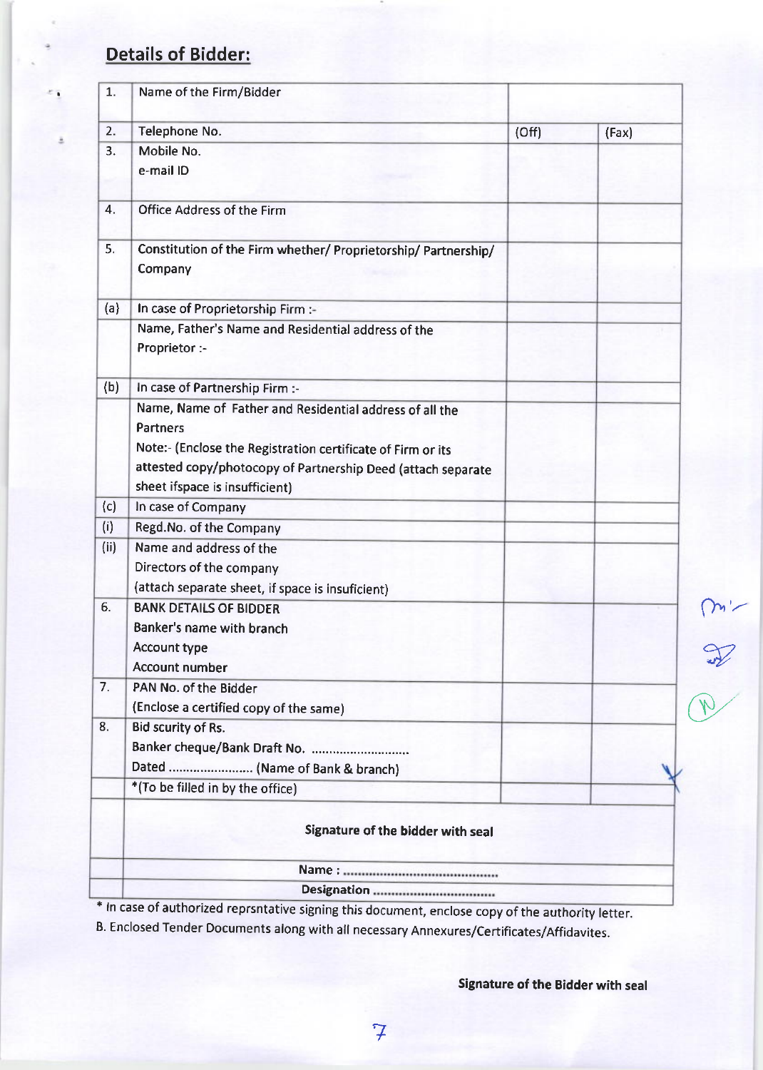## Details of Bidder:

| | | | |
|---|---|---|---|
| 1. | Name of the Firm/Bidder | | |
| 2. | Telephone No. | (Off) | (Fax) |
| 3. | Mobile No.<br>e-mail ID | | |
| 4. | Office Address of the Firm | | |
| 5. | Constitution of the Firm whether/ Proprietorship/ Partnership/ Company | | |
| (a) | In case of Proprietorship Firm :- | | |
| | Name, Father's Name and Residential address of the Proprietor :- | | |
| (b) | In case of Partnership Firm :- | | |
| | Name, Name of Father and Residential address of all the Partners<br>Note:- (Enclose the Registration certificate of Firm or its attested copy/photocopy of Partnership Deed (attach separate sheet ifspace is insufficient) | | |
| (c) | In case of Company | | |
| (i) | Regd.No. of the Company | | |
| (ii) | Name and address of the Directors of the company<br>(attach separate sheet, if space is insuficient) | | |
| 6. | BANK DETAILS OF BIDDER<br>Banker's name with branch<br>Account type<br>Account number | | |
| 7. | PAN No. of the Bidder<br>(Enclose a certified copy of the same) | | |
| 8. | Bid scurity of Rs.<br>Banker cheque/Bank Draft No. ...........................<br>Dated ........................ (Name of Bank & branch) | | |
| | *(To be filled in by the office) | | |
| | **Signature of the bidder with seal** | | |
| | **Name : ...........................................** | | |
| | **Designation .................................** | | |

\* In case of authorized reprsntative signing this document, enclose copy of the authority letter.

B. Enclosed Tender Documents along with all necessary Annexures/Certificates/Affidavites.

**Signature of the Bidder with seal**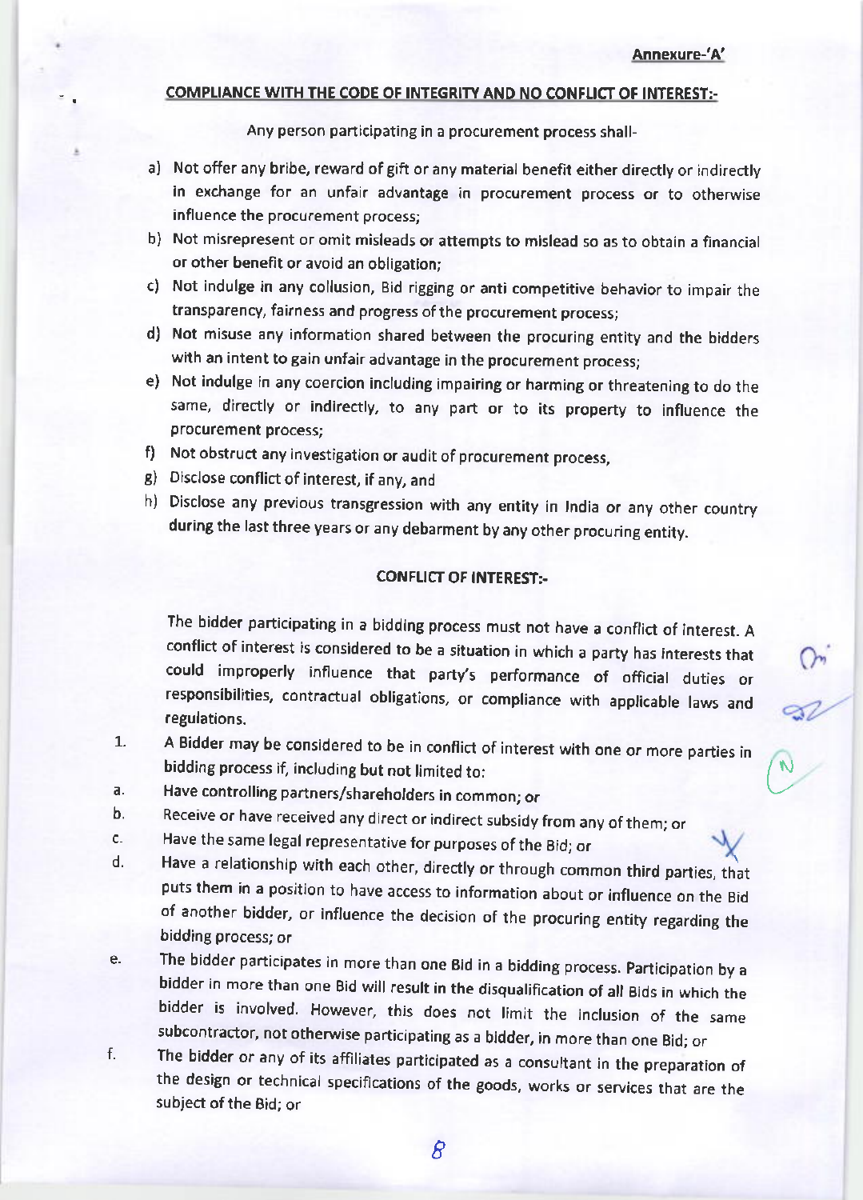**Annexure-'A'**

## COMPLIANCE WITH THE CODE OF INTEGRITY AND NO CONFLICT OF INTEREST:-

Any person participating in a procurement process shall-

a) Not offer any bribe, reward of gift or any material benefit either directly or indirectly in exchange for an unfair advantage in procurement process or to otherwise influence the procurement process;

b) Not misrepresent or omit misleads or attempts to mislead so as to obtain a financial or other benefit or avoid an obligation;

c) Not indulge in any collusion, Bid rigging or anti competitive behavior to impair the transparency, fairness and progress of the procurement process;

d) Not misuse any information shared between the procuring entity and the bidders with an intent to gain unfair advantage in the procurement process;

e) Not indulge in any coercion including impairing or harming or threatening to do the same, directly or indirectly, to any part or to its property to influence the procurement process;

f) Not obstruct any investigation or audit of procurement process,

g) Disclose conflict of interest, if any, and

h) Disclose any previous transgression with any entity in India or any other country during the last three years or any debarment by any other procuring entity.

## CONFLICT OF INTEREST:-

The bidder participating in a bidding process must not have a conflict of interest. A conflict of interest is considered to be a situation in which a party has interests that could improperly influence that party's performance of official duties or responsibilities, contractual obligations, or compliance with applicable laws and regulations.

1. A Bidder may be considered to be in conflict of interest with one or more parties in bidding process if, including but not limited to:

a. Have controlling partners/shareholders in common; or

b. Receive or have received any direct or indirect subsidy from any of them; or

c. Have the same legal representative for purposes of the Bid; or

d. Have a relationship with each other, directly or through common third parties, that puts them in a position to have access to information about or influence on the Bid of another bidder, or influence the decision of the procuring entity regarding the bidding process; or

e. The bidder participates in more than one Bid in a bidding process. Participation by a bidder in more than one Bid will result in the disqualification of all Bids in which the bidder is involved. However, this does not limit the inclusion of the same subcontractor, not otherwise participating as a bidder, in more than one Bid; or

f. The bidder or any of its affiliates participated as a consultant in the preparation of the design or technical specifications of the goods, works or services that are the subject of the Bid; or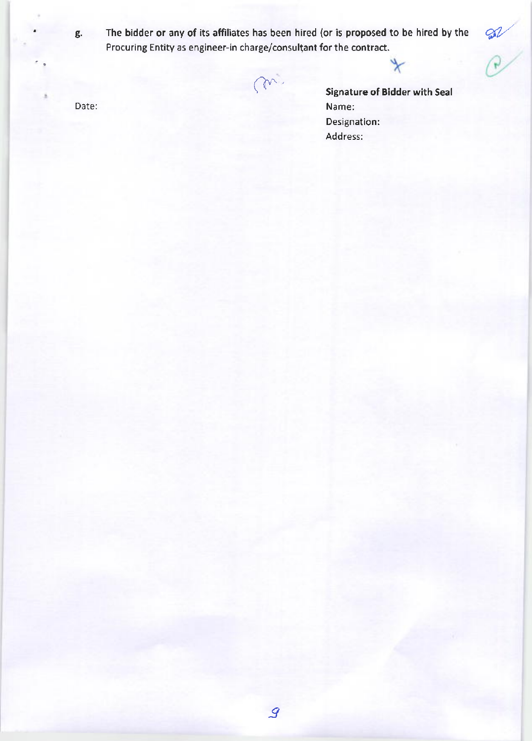g. The bidder or any of its affiliates has been hired (or is proposed to be hired by the Procuring Entity as engineer-in charge/consultant for the contract.

Date:

**Signature of Bidder with Seal**

Name:

Designation:

Address: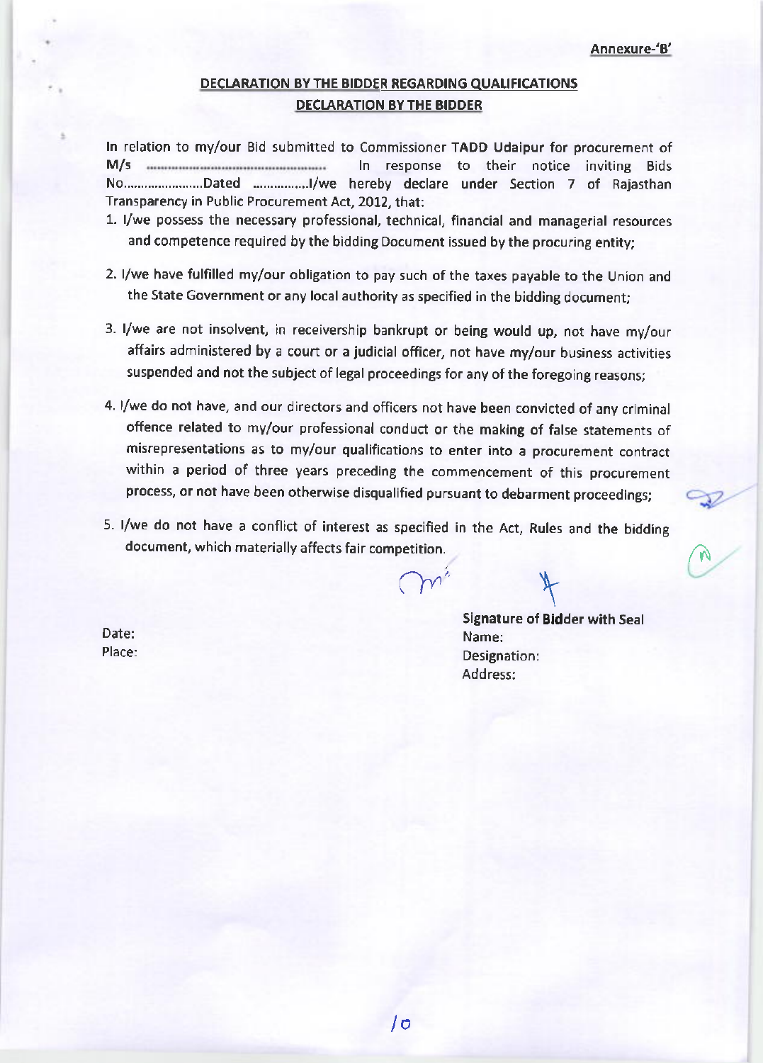**Annexure-'B'**

## DECLARATION BY THE BIDDER REGARDING QUALIFICATIONS

## DECLARATION BY THE BIDDER

In relation to my/our Bid submitted to Commissioner TADD Udaipur for procurement of M/s ........................................................ In response to their notice inviting Bids No........................Dated ................I/we hereby declare under Section 7 of Rajasthan Transparency in Public Procurement Act, 2012, that:

1. I/we possess the necessary professional, technical, financial and managerial resources and competence required by the bidding Document issued by the procuring entity;
2. I/we have fulfilled my/our obligation to pay such of the taxes payable to the Union and the State Government or any local authority as specified in the bidding document;
3. I/we are not insolvent, in receivership bankrupt or being would up, not have my/our affairs administered by a court or a judicial officer, not have my/our business activities suspended and not the subject of legal proceedings for any of the foregoing reasons;
4. I/we do not have, and our directors and officers not have been convicted of any criminal offence related to my/our professional conduct or the making of false statements of misrepresentations as to my/our qualifications to enter into a procurement contract within a period of three years preceding the commencement of this procurement process, or not have been otherwise disqualified pursuant to debarment proceedings;
5. I/we do not have a conflict of interest as specified in the Act, Rules and the bidding document, which materially affects fair competition.

Date:

Place:

**Signature of Bidder with Seal**

Name:

Designation:

Address: